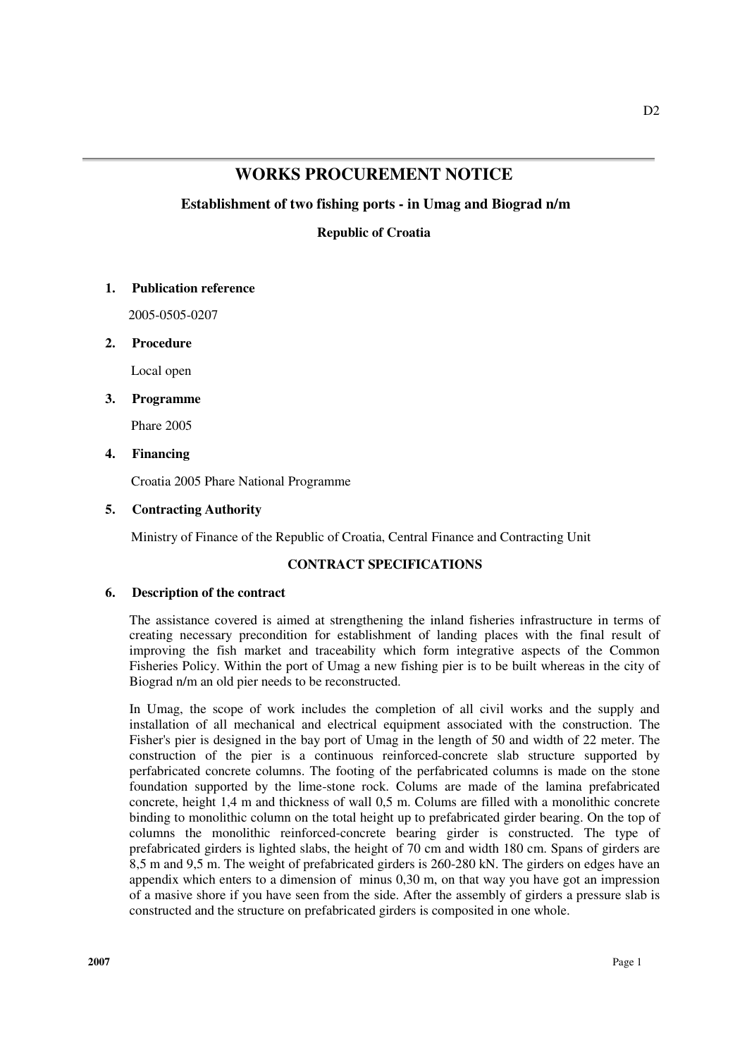# WORKS PROCUREMENT NOTICE

### Establishment of two fishing ports - in Umag and Biograd n/m

### Republic of Croatia

## 1. Publication reference

2005-0505-0207

## 2. Procedure

Local open

## 3. Programme

Phare 2005

## 4. Financing

Croatia 2005 Phare National Programme

## 5. Contracting Authority

Ministry of Finance of the Republic of Croatia, Central Finance and Contracting Unit

### CONTRACT SPECIFICATIONS

## 6. Description of the contract

The assistance covered is aimed at strengthening the inland fisheries infrastructure in terms of creating necessary precondition for establishment of landing places with the final result of improving the fish market and traceability which form integrative aspects of the Common Fisheries Policy. Within the port of Umag a new fishing pier is to be built whereas in the city of Biograd n/m an old pier needs to be reconstructed.

In Umag, the scope of work includes the completion of all civil works and the supply and installation of all mechanical and electrical equipment associated with the construction. The Fisher's pier is designed in the bay port of Umag in the length of 50 and width of 22 meter. The construction of the pier is a continuous reinforced-concrete slab structure supported by perfabricated concrete columns. The footing of the perfabricated columns is made on the stone foundation supported by the lime-stone rock. Colums are made of the lamina prefabricated concrete, height 1,4 m and thickness of wall 0,5 m. Colums are filled with a monolithic concrete binding to monolithic column on the total height up to prefabricated girder bearing. On the top of columns the monolithic reinforced-concrete bearing girder is constructed. The type of prefabricated girders is lighted slabs, the height of 70 cm and width 180 cm. Spans of girders are 8,5 m and 9,5 m. The weight of prefabricated girders is 260-280 kN. The girders on edges have an appendix which enters to a dimension of minus 0,30 m, on that way you have got an impression of a masive shore if you have seen from the side. After the assembly of girders a pressure slab is constructed and the structure on prefabricated girders is composited in one whole.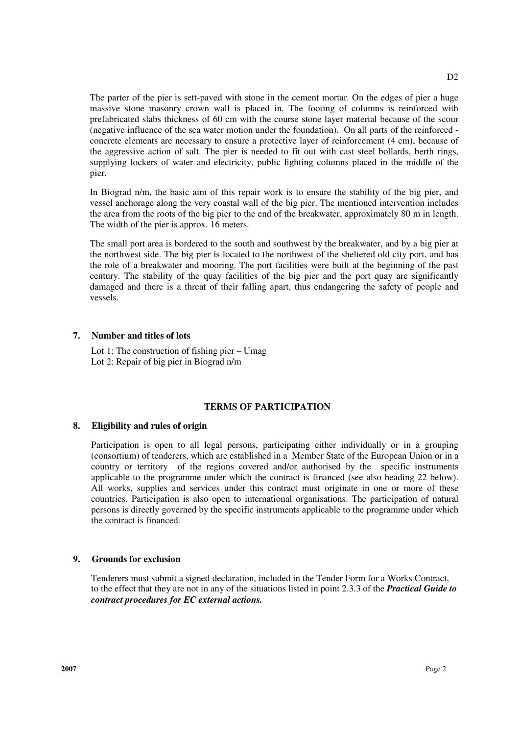The parter of the pier is sett-paved with stone in the cement mortar. On the edges of pier a huge massive stone masonry crown wall is placed in. The footing of columns is reinforced with prefabricated slabs thickness of 60 cm with the course stone layer material because of the scour (negative influence of the sea water motion under the foundation). On all parts of the reinforced - concrete elements are necessary to ensure a protective layer of reinforcement (4 cm), because of the aggressive action of salt. The pier is needed to fit out with cast steel bollards, berth rings, supplying lockers of water and electricity, public lighting columns placed in the middle of the pier.

In Biograd n/m, the basic aim of this repair work is to ensure the stability of the big pier, and vessel anchorage along the very coastal wall of the big pier. The mentioned intervention includes the area from the roots of the big pier to the end of the breakwater, approximately 80 m in length. The width of the pier is approx. 16 meters.

The small port area is bordered to the south and southwest by the breakwater, and by a big pier at the northwest side. The big pier is located to the northwest of the sheltered old city port, and has the role of a breakwater and mooring. The port facilities were built at the beginning of the past century. The stability of the quay facilities of the big pier and the port quay are significantly damaged and there is a threat of their falling apart, thus endangering the safety of people and vessels.

## 7. Number and titles of lots

Lot 1: The construction of fishing pier – Umag
Lot 2: Repair of big pier in Biograd n/m

## TERMS OF PARTICIPATION

## 8. Eligibility and rules of origin

Participation is open to all legal persons, participating either individually or in a grouping (consortium) of tenderers, which are established in a Member State of the European Union or in a country or territory of the regions covered and/or authorised by the specific instruments applicable to the programme under which the contract is financed (see also heading 22 below). All works, supplies and services under this contract must originate in one or more of these countries. Participation is also open to international organisations. The participation of natural persons is directly governed by the specific instruments applicable to the programme under which the contract is financed.

## 9. Grounds for exclusion

Tenderers must submit a signed declaration, included in the Tender Form for a Works Contract, to the effect that they are not in any of the situations listed in point 2.3.3 of the ***Practical Guide to contract procedures for EC external actions.***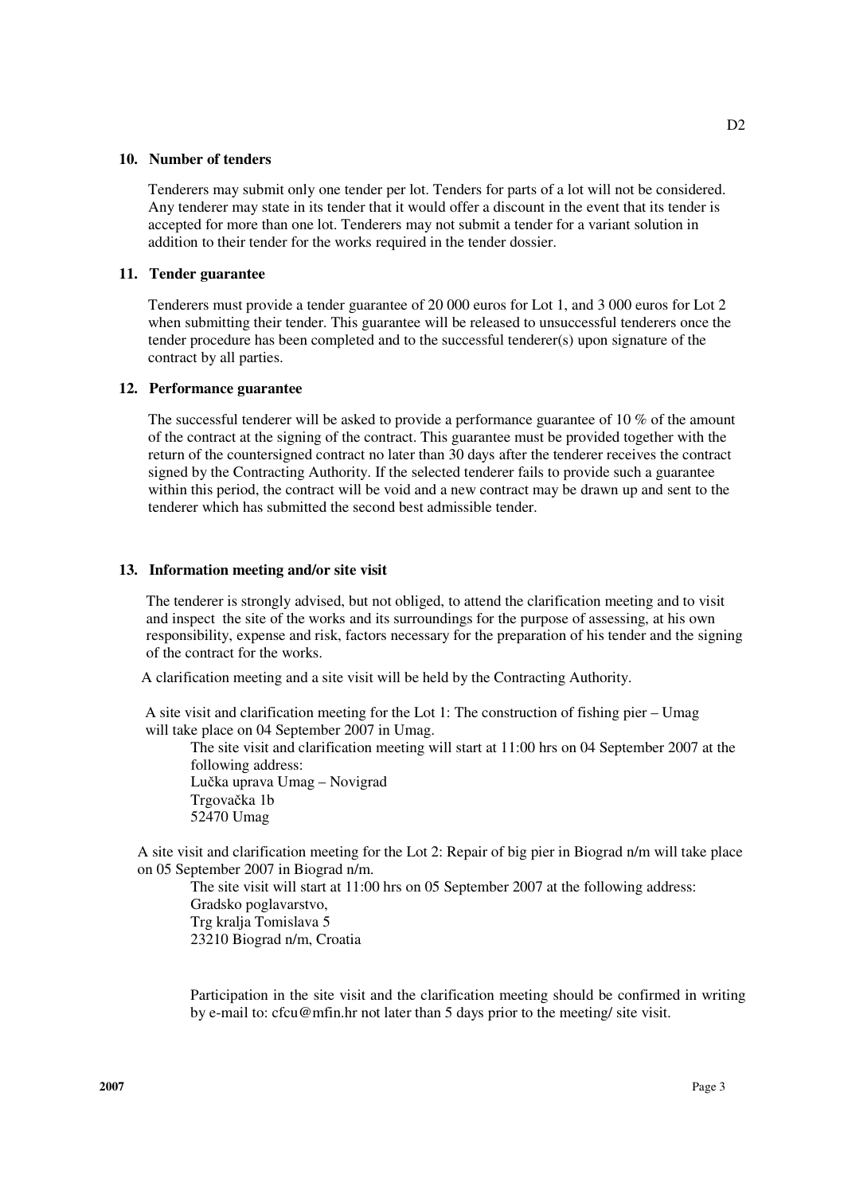## 10. Number of tenders

Tenderers may submit only one tender per lot. Tenders for parts of a lot will not be considered. Any tenderer may state in its tender that it would offer a discount in the event that its tender is accepted for more than one lot. Tenderers may not submit a tender for a variant solution in addition to their tender for the works required in the tender dossier.

## 11. Tender guarantee

Tenderers must provide a tender guarantee of 20 000 euros for Lot 1, and 3 000 euros for Lot 2 when submitting their tender. This guarantee will be released to unsuccessful tenderers once the tender procedure has been completed and to the successful tenderer(s) upon signature of the contract by all parties.

## 12. Performance guarantee

The successful tenderer will be asked to provide a performance guarantee of 10 % of the amount of the contract at the signing of the contract. This guarantee must be provided together with the return of the countersigned contract no later than 30 days after the tenderer receives the contract signed by the Contracting Authority. If the selected tenderer fails to provide such a guarantee within this period, the contract will be void and a new contract may be drawn up and sent to the tenderer which has submitted the second best admissible tender.

## 13. Information meeting and/or site visit

The tenderer is strongly advised, but not obliged, to attend the clarification meeting and to visit and inspect the site of the works and its surroundings for the purpose of assessing, at his own responsibility, expense and risk, factors necessary for the preparation of his tender and the signing of the contract for the works.

A clarification meeting and a site visit will be held by the Contracting Authority.

A site visit and clarification meeting for the Lot 1: The construction of fishing pier – Umag will take place on 04 September 2007 in Umag.

The site visit and clarification meeting will start at 11:00 hrs on 04 September 2007 at the following address:
Lučka uprava Umag – Novigrad
Trgovačka 1b
52470 Umag

A site visit and clarification meeting for the Lot 2: Repair of big pier in Biograd n/m will take place on 05 September 2007 in Biograd n/m.

The site visit will start at 11:00 hrs on 05 September 2007 at the following address:
Gradsko poglavarstvo,
Trg kralja Tomislava 5
23210 Biograd n/m, Croatia

Participation in the site visit and the clarification meeting should be confirmed in writing by e-mail to: cfcu@mfin.hr not later than 5 days prior to the meeting/ site visit.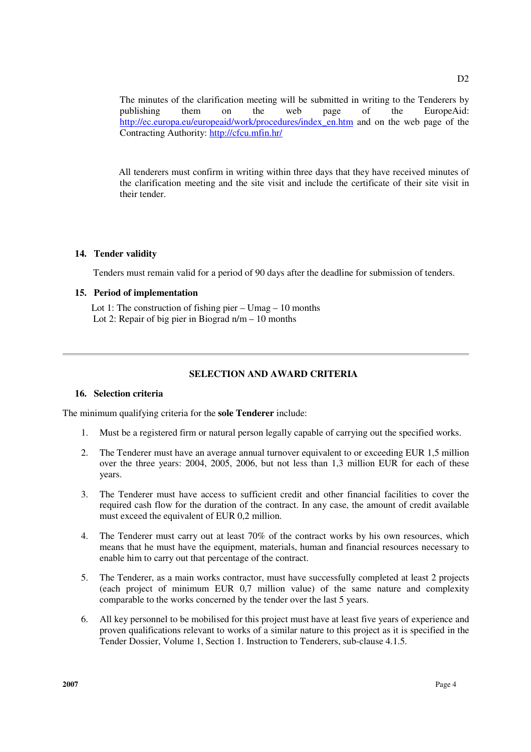The minutes of the clarification meeting will be submitted in writing to the Tenderers by publishing them on the web page of the EuropeAid: http://ec.europa.eu/europeaid/work/procedures/index_en.htm and on the web page of the Contracting Authority: http://cfcu.mfin.hr/

All tenderers must confirm in writing within three days that they have received minutes of the clarification meeting and the site visit and include the certificate of their site visit in their tender.

## 14. Tender validity

Tenders must remain valid for a period of 90 days after the deadline for submission of tenders.

## 15. Period of implementation

Lot 1: The construction of fishing pier – Umag – 10 months
Lot 2: Repair of big pier in Biograd n/m – 10 months

---

## SELECTION AND AWARD CRITERIA

## 16. Selection criteria

The minimum qualifying criteria for the **sole Tenderer** include:

1. Must be a registered firm or natural person legally capable of carrying out the specified works.

2. The Tenderer must have an average annual turnover equivalent to or exceeding EUR 1,5 million over the three years: 2004, 2005, 2006, but not less than 1,3 million EUR for each of these years.

3. The Tenderer must have access to sufficient credit and other financial facilities to cover the required cash flow for the duration of the contract. In any case, the amount of credit available must exceed the equivalent of EUR 0,2 million.

4. The Tenderer must carry out at least 70% of the contract works by his own resources, which means that he must have the equipment, materials, human and financial resources necessary to enable him to carry out that percentage of the contract.

5. The Tenderer, as a main works contractor, must have successfully completed at least 2 projects (each project of minimum EUR 0,7 million value) of the same nature and complexity comparable to the works concerned by the tender over the last 5 years.

6. All key personnel to be mobilised for this project must have at least five years of experience and proven qualifications relevant to works of a similar nature to this project as it is specified in the Tender Dossier, Volume 1, Section 1. Instruction to Tenderers, sub-clause 4.1.5.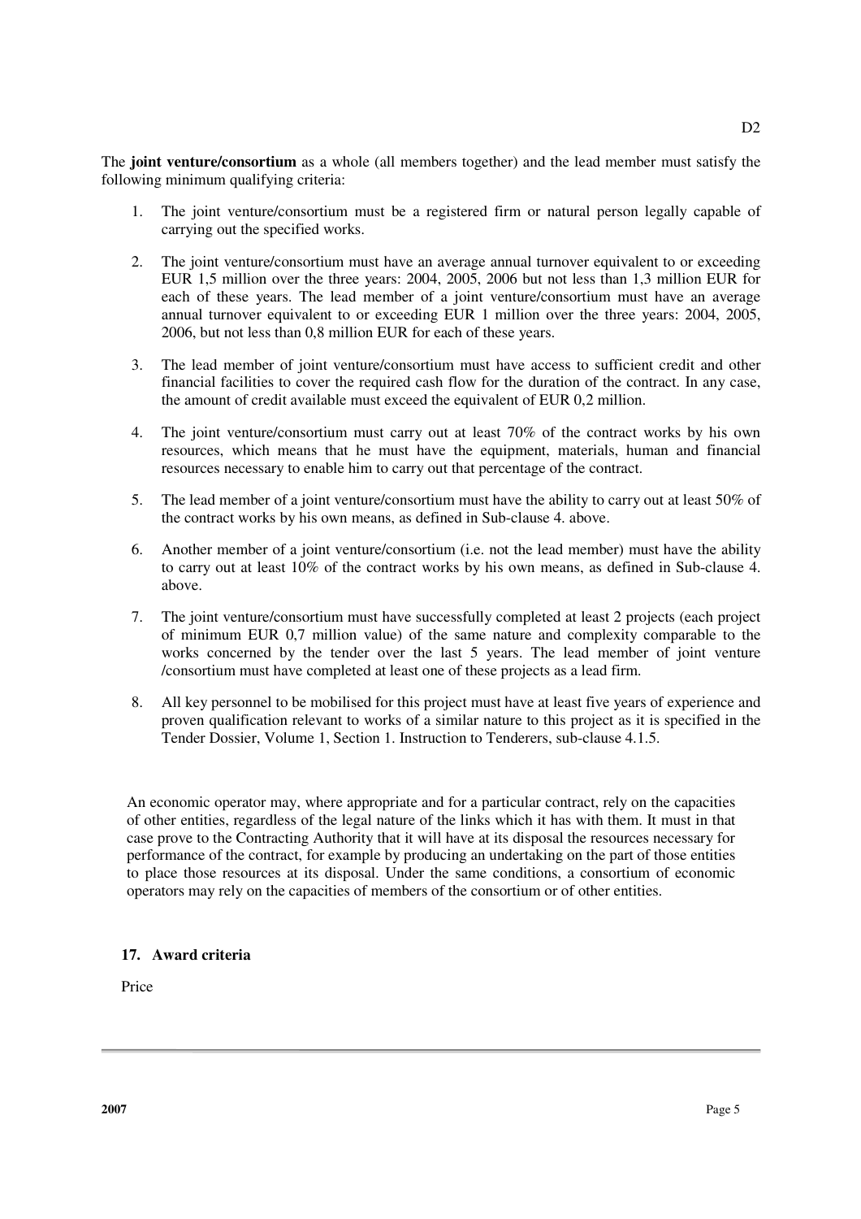The **joint venture/consortium** as a whole (all members together) and the lead member must satisfy the following minimum qualifying criteria:

1. The joint venture/consortium must be a registered firm or natural person legally capable of carrying out the specified works.
2. The joint venture/consortium must have an average annual turnover equivalent to or exceeding EUR 1,5 million over the three years: 2004, 2005, 2006 but not less than 1,3 million EUR for each of these years. The lead member of a joint venture/consortium must have an average annual turnover equivalent to or exceeding EUR 1 million over the three years: 2004, 2005, 2006, but not less than 0,8 million EUR for each of these years.
3. The lead member of joint venture/consortium must have access to sufficient credit and other financial facilities to cover the required cash flow for the duration of the contract. In any case, the amount of credit available must exceed the equivalent of EUR 0,2 million.
4. The joint venture/consortium must carry out at least 70% of the contract works by his own resources, which means that he must have the equipment, materials, human and financial resources necessary to enable him to carry out that percentage of the contract.
5. The lead member of a joint venture/consortium must have the ability to carry out at least 50% of the contract works by his own means, as defined in Sub-clause 4. above.
6. Another member of a joint venture/consortium (i.e. not the lead member) must have the ability to carry out at least 10% of the contract works by his own means, as defined in Sub-clause 4. above.
7. The joint venture/consortium must have successfully completed at least 2 projects (each project of minimum EUR 0,7 million value) of the same nature and complexity comparable to the works concerned by the tender over the last 5 years. The lead member of joint venture /consortium must have completed at least one of these projects as a lead firm.
8. All key personnel to be mobilised for this project must have at least five years of experience and proven qualification relevant to works of a similar nature to this project as it is specified in the Tender Dossier, Volume 1, Section 1. Instruction to Tenderers, sub-clause 4.1.5.

An economic operator may, where appropriate and for a particular contract, rely on the capacities of other entities, regardless of the legal nature of the links which it has with them. It must in that case prove to the Contracting Authority that it will have at its disposal the resources necessary for performance of the contract, for example by producing an undertaking on the part of those entities to place those resources at its disposal. Under the same conditions, a consortium of economic operators may rely on the capacities of members of the consortium or of other entities.

## 17. Award criteria

Price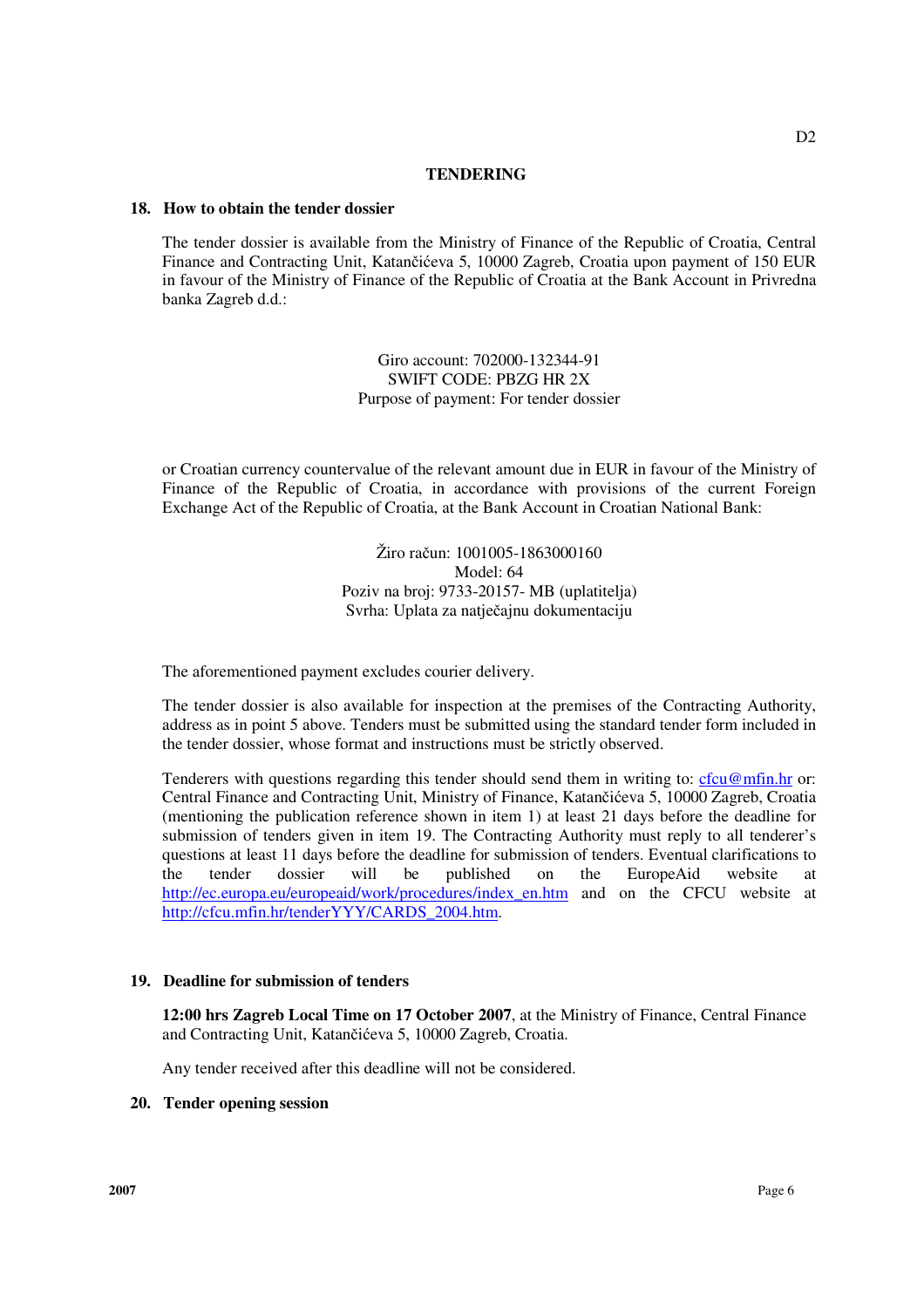## TENDERING

### 18. How to obtain the tender dossier

The tender dossier is available from the Ministry of Finance of the Republic of Croatia, Central Finance and Contracting Unit, Katančićeva 5, 10000 Zagreb, Croatia upon payment of 150 EUR in favour of the Ministry of Finance of the Republic of Croatia at the Bank Account in Privredna banka Zagreb d.d.:

Giro account: 702000-132344-91  
SWIFT CODE: PBZG HR 2X  
Purpose of payment: For tender dossier

or Croatian currency countervalue of the relevant amount due in EUR in favour of the Ministry of Finance of the Republic of Croatia, in accordance with provisions of the current Foreign Exchange Act of the Republic of Croatia, at the Bank Account in Croatian National Bank:

Žiro račun: 1001005-1863000160  
Model: 64  
Poziv na broj: 9733-20157- MB (uplatitelja)  
Svrha: Uplata za natječajnu dokumentaciju

The aforementioned payment excludes courier delivery.

The tender dossier is also available for inspection at the premises of the Contracting Authority, address as in point 5 above. Tenders must be submitted using the standard tender form included in the tender dossier, whose format and instructions must be strictly observed.

Tenderers with questions regarding this tender should send them in writing to: cfcu@mfin.hr or: Central Finance and Contracting Unit, Ministry of Finance, Katančićeva 5, 10000 Zagreb, Croatia (mentioning the publication reference shown in item 1) at least 21 days before the deadline for submission of tenders given in item 19. The Contracting Authority must reply to all tenderer's questions at least 11 days before the deadline for submission of tenders. Eventual clarifications to the tender dossier will be published on the EuropeAid website at http://ec.europa.eu/europeaid/work/procedures/index_en.htm and on the CFCU website at http://cfcu.mfin.hr/tenderYYY/CARDS_2004.htm.

### 19. Deadline for submission of tenders

**12:00 hrs Zagreb Local Time on 17 October 2007**, at the Ministry of Finance, Central Finance and Contracting Unit, Katančićeva 5, 10000 Zagreb, Croatia.

Any tender received after this deadline will not be considered.

### 20. Tender opening session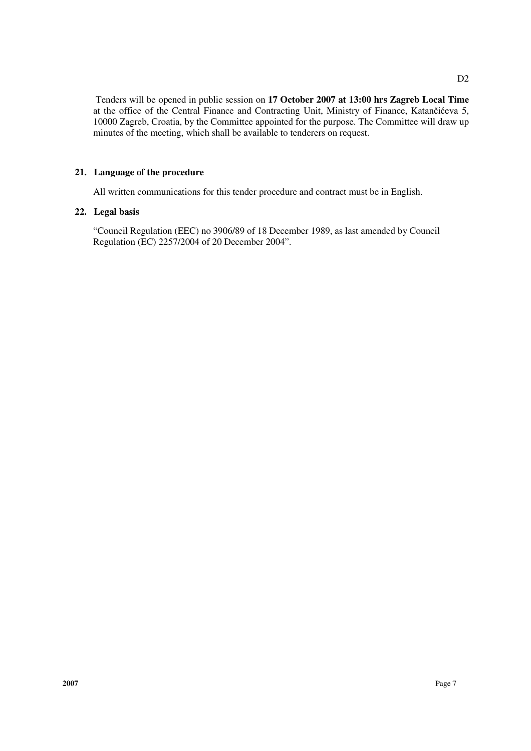Tenders will be opened in public session on **17 October 2007 at 13:00 hrs Zagreb Local Time** at the office of the Central Finance and Contracting Unit, Ministry of Finance, Katančićeva 5, 10000 Zagreb, Croatia, by the Committee appointed for the purpose. The Committee will draw up minutes of the meeting, which shall be available to tenderers on request.

## 21. Language of the procedure

All written communications for this tender procedure and contract must be in English.

## 22. Legal basis

"Council Regulation (EEC) no 3906/89 of 18 December 1989, as last amended by Council Regulation (EC) 2257/2004 of 20 December 2004".